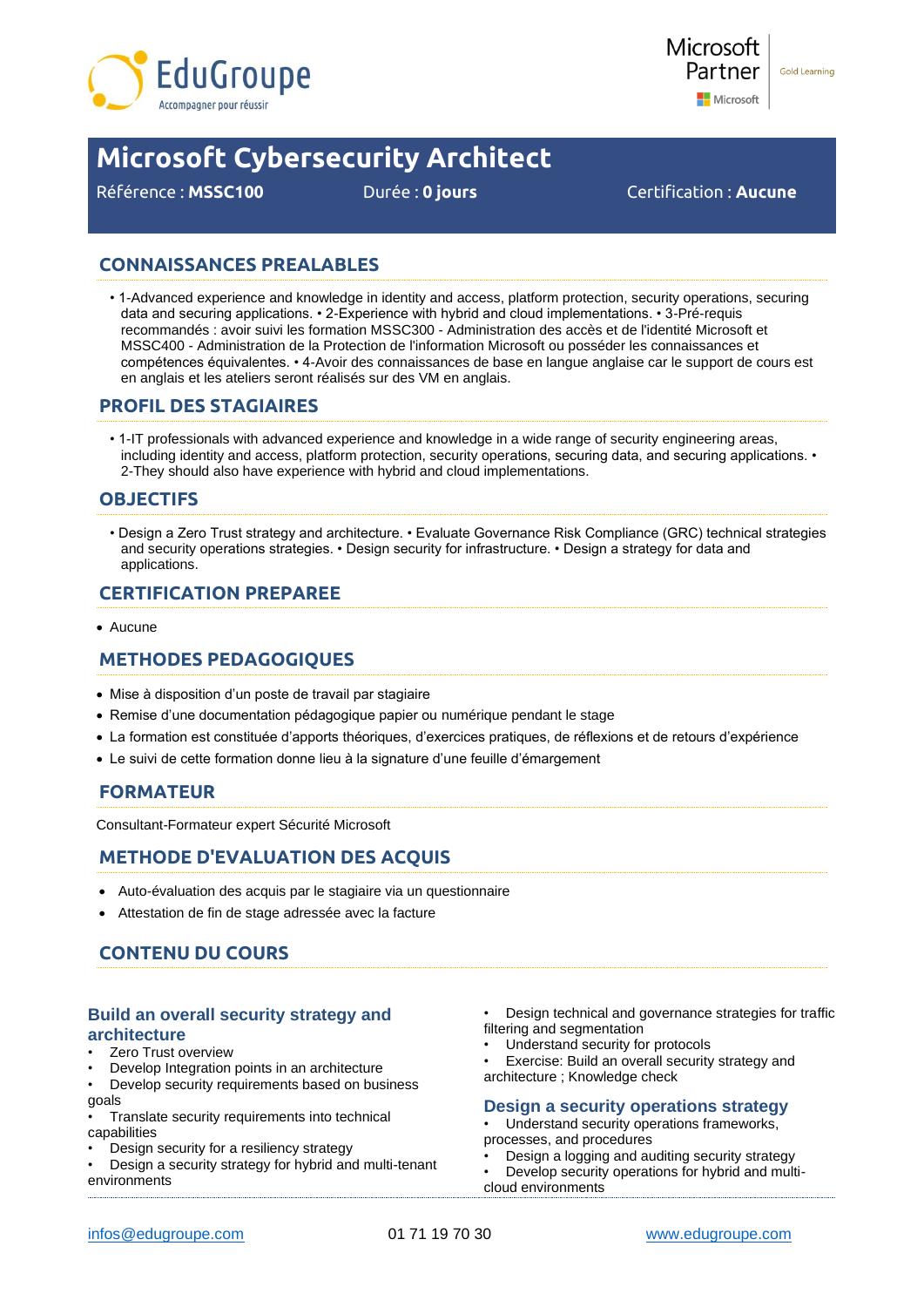# Microsoft Cybersecurity Architect

Référence : **MSSC100** Durée : **0 jours** Certification : **Aucune**

## CONNAISSANCES PREALABLES

- 1-Advanced experience and knowledge in identity and access, platform protection, security operations, securing data and securing applications. • 2-Experience with hybrid and cloud implementations. • 3-Pré-requis recommandés : avoir suivi les formation MSSC300 - Administration des accès et de l'identité Microsoft et MSSC400 - Administration de la Protection de l'information Microsoft ou posséder les connaissances et compétences équivalentes. • 4-Avoir des connaissances de base en langue anglaise car le support de cours est en anglais et les ateliers seront réalisés sur des VM en anglais.

## PROFIL DES STAGIAIRES

- 1-IT professionals with advanced experience and knowledge in a wide range of security engineering areas, including identity and access, platform protection, security operations, securing data, and securing applications. • 2-They should also have experience with hybrid and cloud implementations.

## OBJECTIFS

- Design a Zero Trust strategy and architecture. • Evaluate Governance Risk Compliance (GRC) technical strategies and security operations strategies. • Design security for infrastructure. • Design a strategy for data and applications.

## CERTIFICATION PREPAREE

- Aucune

## METHODES PEDAGOGIQUES

- Mise à disposition d'un poste de travail par stagiaire
- Remise d'une documentation pédagogique papier ou numérique pendant le stage
- La formation est constituée d'apports théoriques, d'exercices pratiques, de réflexions et de retours d'expérience
- Le suivi de cette formation donne lieu à la signature d'une feuille d'émargement

## FORMATEUR

Consultant-Formateur expert Sécurité Microsoft

## METHODE D'EVALUATION DES ACQUIS

- Auto-évaluation des acquis par le stagiaire via un questionnaire
- Attestation de fin de stage adressée avec la facture

## CONTENU DU COURS

### Build an overall security strategy and architecture

- Zero Trust overview
- Develop Integration points in an architecture
- Develop security requirements based on business goals
- Translate security requirements into technical capabilities
- Design security for a resiliency strategy
- Design a security strategy for hybrid and multi-tenant environments
- Design technical and governance strategies for traffic filtering and segmentation
- Understand security for protocols
- Exercise: Build an overall security strategy and architecture ; Knowledge check

### Design a security operations strategy

- Understand security operations frameworks, processes, and procedures
- Design a logging and auditing security strategy
- Develop security operations for hybrid and multi-cloud environments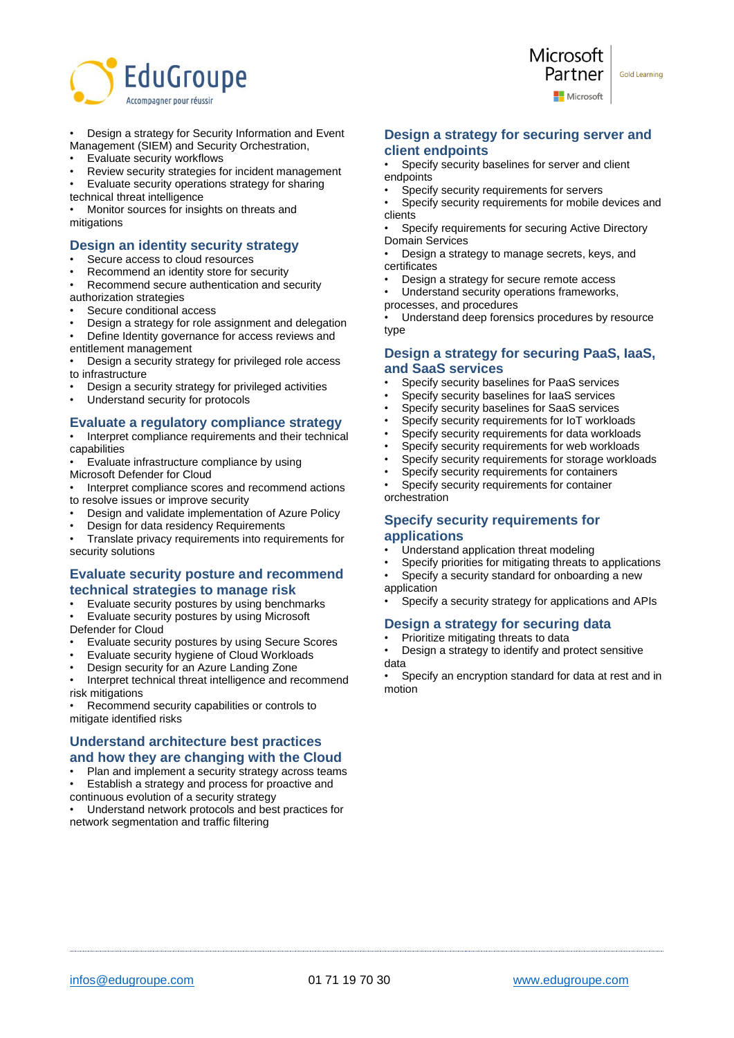- Design a strategy for Security Information and Event Management (SIEM) and Security Orchestration,
- Evaluate security workflows
- Review security strategies for incident management
- Evaluate security operations strategy for sharing technical threat intelligence
- Monitor sources for insights on threats and mitigations

## Design an identity security strategy

- Secure access to cloud resources
- Recommend an identity store for security
- Recommend secure authentication and security authorization strategies
- Secure conditional access
- Design a strategy for role assignment and delegation
- Define Identity governance for access reviews and entitlement management
- Design a security strategy for privileged role access to infrastructure
- Design a security strategy for privileged activities
- Understand security for protocols

## Evaluate a regulatory compliance strategy

- Interpret compliance requirements and their technical capabilities
- Evaluate infrastructure compliance by using Microsoft Defender for Cloud
- Interpret compliance scores and recommend actions to resolve issues or improve security
- Design and validate implementation of Azure Policy
- Design for data residency Requirements
- Translate privacy requirements into requirements for security solutions

## Evaluate security posture and recommend technical strategies to manage risk

- Evaluate security postures by using benchmarks
- Evaluate security postures by using Microsoft Defender for Cloud
- Evaluate security postures by using Secure Scores
- Evaluate security hygiene of Cloud Workloads
- Design security for an Azure Landing Zone
- Interpret technical threat intelligence and recommend risk mitigations
- Recommend security capabilities or controls to mitigate identified risks

## Understand architecture best practices and how they are changing with the Cloud

- Plan and implement a security strategy across teams
- Establish a strategy and process for proactive and continuous evolution of a security strategy
- Understand network protocols and best practices for network segmentation and traffic filtering

## Design a strategy for securing server and client endpoints

- Specify security baselines for server and client endpoints
- Specify security requirements for servers
- Specify security requirements for mobile devices and clients
- Specify requirements for securing Active Directory Domain Services
- Design a strategy to manage secrets, keys, and certificates
- Design a strategy for secure remote access
- Understand security operations frameworks, processes, and procedures
- Understand deep forensics procedures by resource type

## Design a strategy for securing PaaS, IaaS, and SaaS services

- Specify security baselines for PaaS services
- Specify security baselines for IaaS services
- Specify security baselines for SaaS services
- Specify security requirements for IoT workloads
- Specify security requirements for data workloads
- Specify security requirements for web workloads
- Specify security requirements for storage workloads
- Specify security requirements for containers
- Specify security requirements for container orchestration

## Specify security requirements for applications

- Understand application threat modeling
- Specify priorities for mitigating threats to applications
- Specify a security standard for onboarding a new application
- Specify a security strategy for applications and APIs

## Design a strategy for securing data

- Prioritize mitigating threats to data
- Design a strategy to identify and protect sensitive data
- Specify an encryption standard for data at rest and in motion